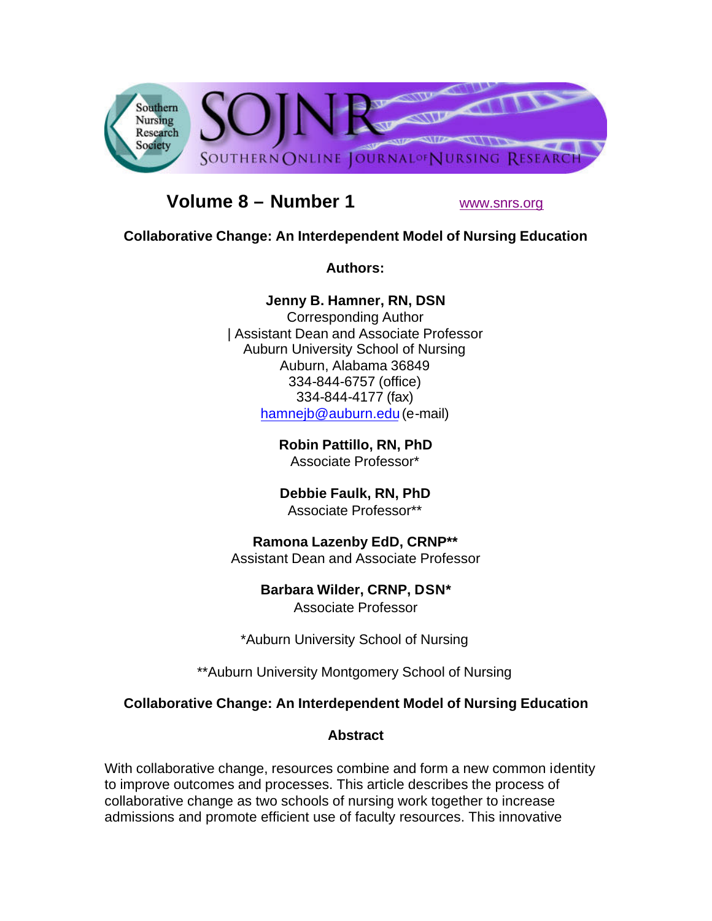Southern Nursing Research Society

SOJNR

SOUTHERN ONLINE JOURNAL OF NURSING RESEARCH

**Volume 8 – Number 1** www.snrs.org

**Collaborative Change: An Interdependent Model of Nursing Education**

**Authors:**

**Jenny B. Hamner, RN, DSN**
Corresponding Author
| Assistant Dean and Associate Professor
Auburn University School of Nursing
Auburn, Alabama 36849
334-844-6757 (office)
334-844-4177 (fax)
hamnejb@auburn.edu (e-mail)

**Robin Pattillo, RN, PhD**
Associate Professor*

**Debbie Faulk, RN, PhD**
Associate Professor**

**Ramona Lazenby EdD, CRNP****
Assistant Dean and Associate Professor

**Barbara Wilder, CRNP, DSN***
Associate Professor

*Auburn University School of Nursing

**Auburn University Montgomery School of Nursing

## Collaborative Change: An Interdependent Model of Nursing Education

### Abstract

With collaborative change, resources combine and form a new common identity to improve outcomes and processes. This article describes the process of collaborative change as two schools of nursing work together to increase admissions and promote efficient use of faculty resources. This innovative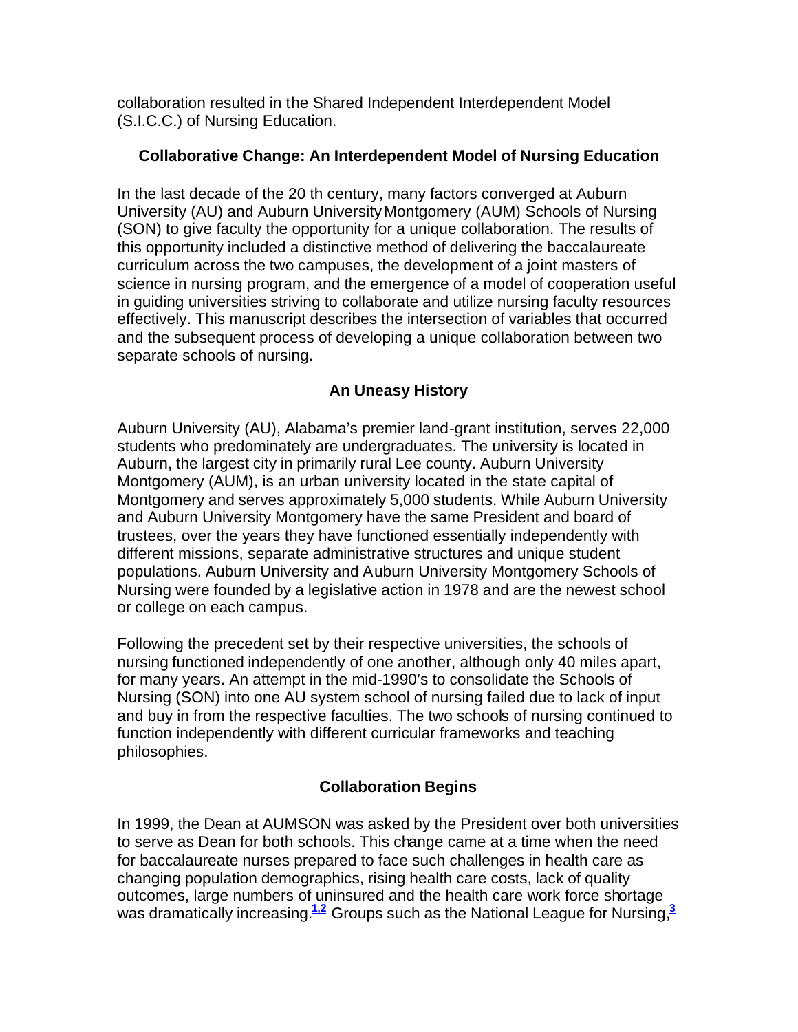collaboration resulted in the Shared Independent Interdependent Model (S.I.C.C.) of Nursing Education.

## Collaborative Change: An Interdependent Model of Nursing Education

In the last decade of the 20 th century, many factors converged at Auburn University (AU) and Auburn University Montgomery (AUM) Schools of Nursing (SON) to give faculty the opportunity for a unique collaboration. The results of this opportunity included a distinctive method of delivering the baccalaureate curriculum across the two campuses, the development of a joint masters of science in nursing program, and the emergence of a model of cooperation useful in guiding universities striving to collaborate and utilize nursing faculty resources effectively. This manuscript describes the intersection of variables that occurred and the subsequent process of developing a unique collaboration between two separate schools of nursing.

## An Uneasy History

Auburn University (AU), Alabama's premier land-grant institution, serves 22,000 students who predominately are undergraduates. The university is located in Auburn, the largest city in primarily rural Lee county. Auburn University Montgomery (AUM), is an urban university located in the state capital of Montgomery and serves approximately 5,000 students. While Auburn University and Auburn University Montgomery have the same President and board of trustees, over the years they have functioned essentially independently with different missions, separate administrative structures and unique student populations. Auburn University and Auburn University Montgomery Schools of Nursing were founded by a legislative action in 1978 and are the newest school or college on each campus.

Following the precedent set by their respective universities, the schools of nursing functioned independently of one another, although only 40 miles apart, for many years. An attempt in the mid-1990's to consolidate the Schools of Nursing (SON) into one AU system school of nursing failed due to lack of input and buy in from the respective faculties. The two schools of nursing continued to function independently with different curricular frameworks and teaching philosophies.

## Collaboration Begins

In 1999, the Dean at AUMSON was asked by the President over both universities to serve as Dean for both schools. This change came at a time when the need for baccalaureate nurses prepared to face such challenges in health care as changing population demographics, rising health care costs, lack of quality outcomes, large numbers of uninsured and the health care work force shortage was dramatically increasing.[1,2] Groups such as the National League for Nursing,[3]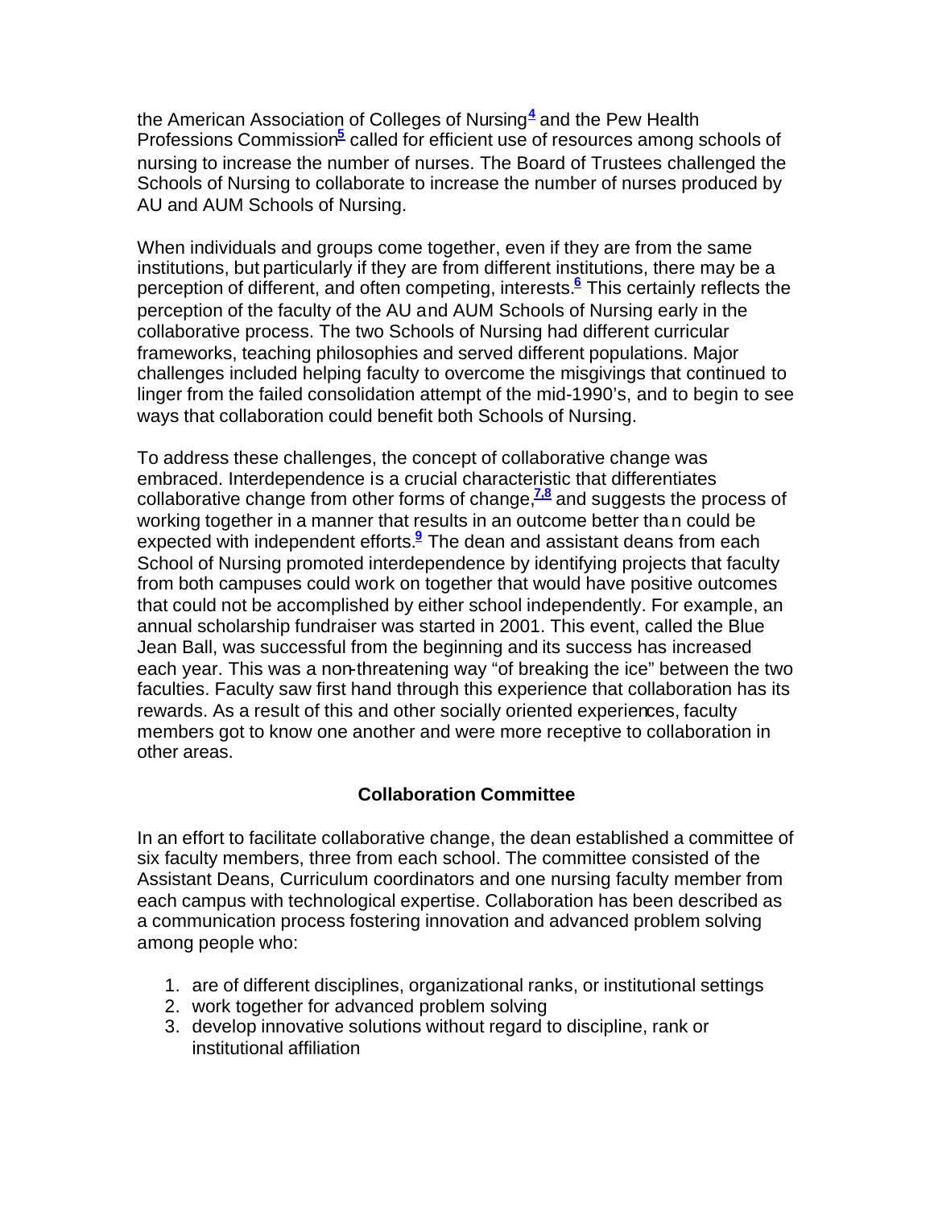the American Association of Colleges of Nursing[4] and the Pew Health Professions Commission[5] called for efficient use of resources among schools of nursing to increase the number of nurses. The Board of Trustees challenged the Schools of Nursing to collaborate to increase the number of nurses produced by AU and AUM Schools of Nursing.

When individuals and groups come together, even if they are from the same institutions, but particularly if they are from different institutions, there may be a perception of different, and often competing, interests.[6] This certainly reflects the perception of the faculty of the AU and AUM Schools of Nursing early in the collaborative process. The two Schools of Nursing had different curricular frameworks, teaching philosophies and served different populations. Major challenges included helping faculty to overcome the misgivings that continued to linger from the failed consolidation attempt of the mid-1990's, and to begin to see ways that collaboration could benefit both Schools of Nursing.

To address these challenges, the concept of collaborative change was embraced. Interdependence is a crucial characteristic that differentiates collaborative change from other forms of change,[7,8] and suggests the process of working together in a manner that results in an outcome better than could be expected with independent efforts.[9] The dean and assistant deans from each School of Nursing promoted interdependence by identifying projects that faculty from both campuses could work on together that would have positive outcomes that could not be accomplished by either school independently. For example, an annual scholarship fundraiser was started in 2001. This event, called the Blue Jean Ball, was successful from the beginning and its success has increased each year. This was a non-threatening way "of breaking the ice" between the two faculties. Faculty saw first hand through this experience that collaboration has its rewards. As a result of this and other socially oriented experiences, faculty members got to know one another and were more receptive to collaboration in other areas.

## Collaboration Committee

In an effort to facilitate collaborative change, the dean established a committee of six faculty members, three from each school. The committee consisted of the Assistant Deans, Curriculum coordinators and one nursing faculty member from each campus with technological expertise. Collaboration has been described as a communication process fostering innovation and advanced problem solving among people who:

1. are of different disciplines, organizational ranks, or institutional settings
2. work together for advanced problem solving
3. develop innovative solutions without regard to discipline, rank or institutional affiliation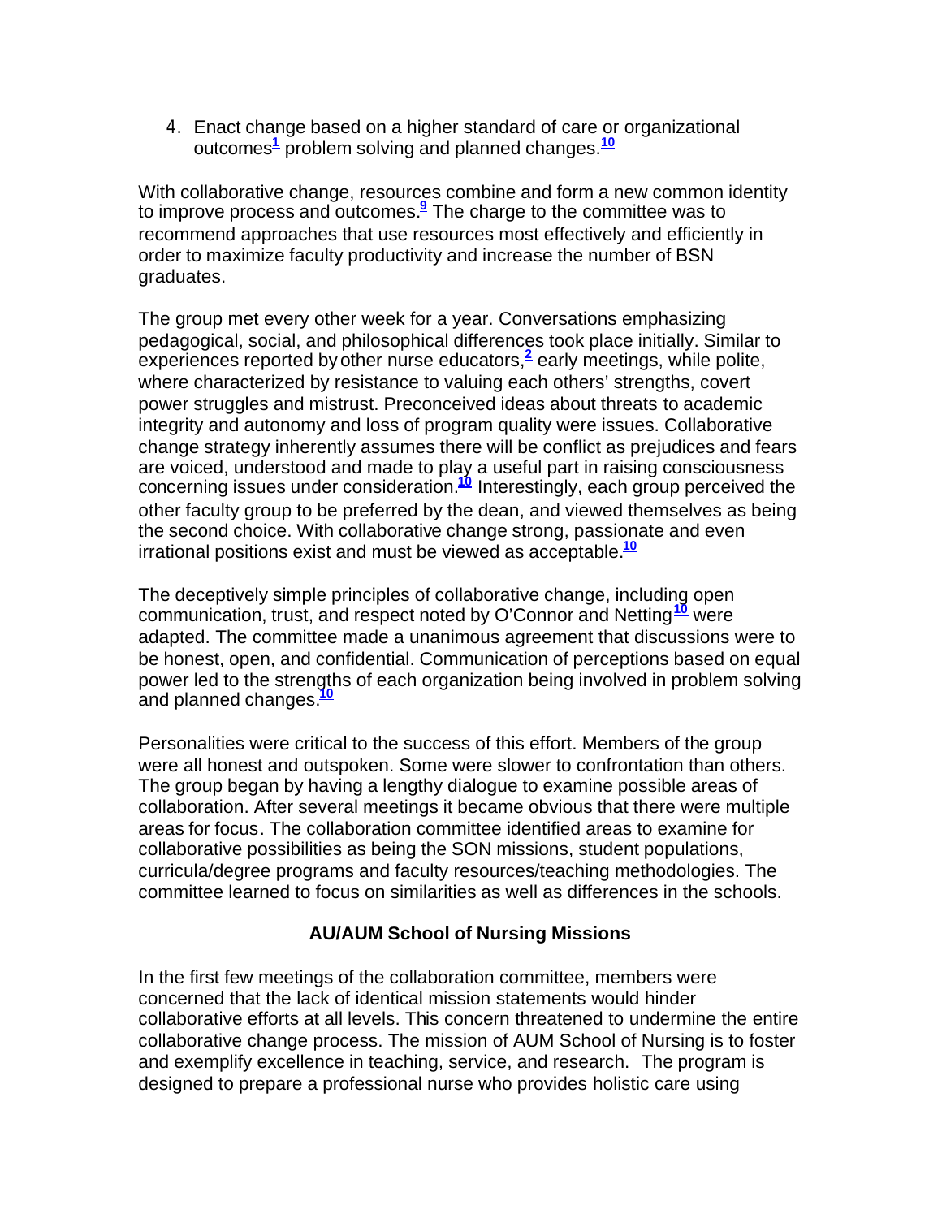4. Enact change based on a higher standard of care or organizational outcomes[1] problem solving and planned changes.[10]

With collaborative change, resources combine and form a new common identity to improve process and outcomes.[9] The charge to the committee was to recommend approaches that use resources most effectively and efficiently in order to maximize faculty productivity and increase the number of BSN graduates.

The group met every other week for a year. Conversations emphasizing pedagogical, social, and philosophical differences took place initially. Similar to experiences reported by other nurse educators,[2] early meetings, while polite, where characterized by resistance to valuing each others' strengths, covert power struggles and mistrust. Preconceived ideas about threats to academic integrity and autonomy and loss of program quality were issues. Collaborative change strategy inherently assumes there will be conflict as prejudices and fears are voiced, understood and made to play a useful part in raising consciousness concerning issues under consideration.[10] Interestingly, each group perceived the other faculty group to be preferred by the dean, and viewed themselves as being the second choice. With collaborative change strong, passionate and even irrational positions exist and must be viewed as acceptable.[10]

The deceptively simple principles of collaborative change, including open communication, trust, and respect noted by O'Connor and Netting[10] were adapted. The committee made a unanimous agreement that discussions were to be honest, open, and confidential. Communication of perceptions based on equal power led to the strengths of each organization being involved in problem solving and planned changes.[10]

Personalities were critical to the success of this effort. Members of the group were all honest and outspoken. Some were slower to confrontation than others. The group began by having a lengthy dialogue to examine possible areas of collaboration. After several meetings it became obvious that there were multiple areas for focus. The collaboration committee identified areas to examine for collaborative possibilities as being the SON missions, student populations, curricula/degree programs and faculty resources/teaching methodologies. The committee learned to focus on similarities as well as differences in the schools.

### AU/AUM School of Nursing Missions

In the first few meetings of the collaboration committee, members were concerned that the lack of identical mission statements would hinder collaborative efforts at all levels. This concern threatened to undermine the entire collaborative change process. The mission of AUM School of Nursing is to foster and exemplify excellence in teaching, service, and research. The program is designed to prepare a professional nurse who provides holistic care using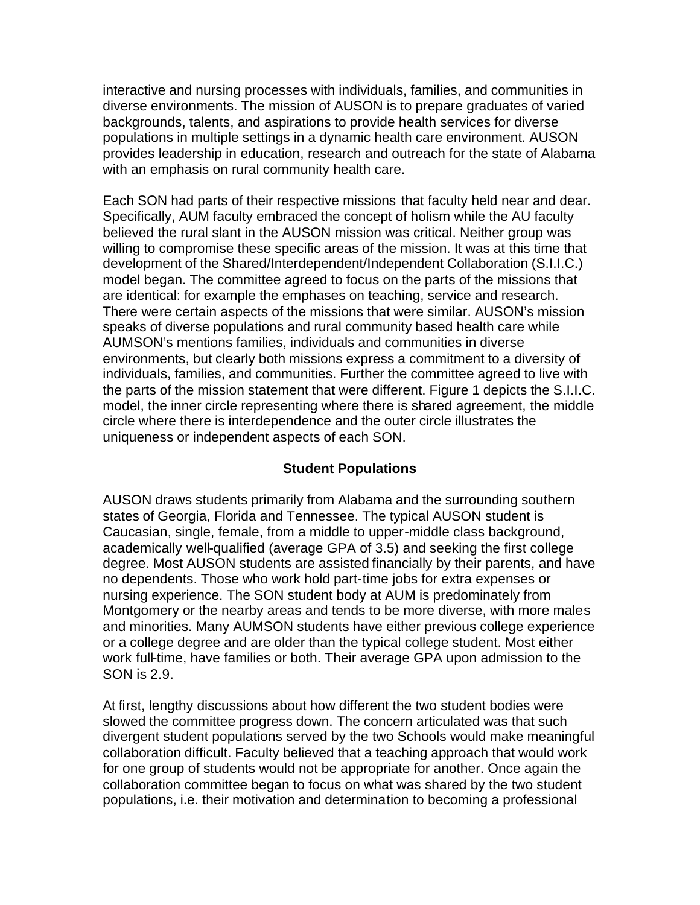interactive and nursing processes with individuals, families, and communities in diverse environments. The mission of AUSON is to prepare graduates of varied backgrounds, talents, and aspirations to provide health services for diverse populations in multiple settings in a dynamic health care environment. AUSON provides leadership in education, research and outreach for the state of Alabama with an emphasis on rural community health care.

Each SON had parts of their respective missions that faculty held near and dear. Specifically, AUM faculty embraced the concept of holism while the AU faculty believed the rural slant in the AUSON mission was critical. Neither group was willing to compromise these specific areas of the mission. It was at this time that development of the Shared/Interdependent/Independent Collaboration (S.I.I.C.) model began. The committee agreed to focus on the parts of the missions that are identical: for example the emphases on teaching, service and research. There were certain aspects of the missions that were similar. AUSON's mission speaks of diverse populations and rural community based health care while AUMSON's mentions families, individuals and communities in diverse environments, but clearly both missions express a commitment to a diversity of individuals, families, and communities. Further the committee agreed to live with the parts of the mission statement that were different. Figure 1 depicts the S.I.I.C. model, the inner circle representing where there is shared agreement, the middle circle where there is interdependence and the outer circle illustrates the uniqueness or independent aspects of each SON.

## Student Populations

AUSON draws students primarily from Alabama and the surrounding southern states of Georgia, Florida and Tennessee. The typical AUSON student is Caucasian, single, female, from a middle to upper-middle class background, academically well-qualified (average GPA of 3.5) and seeking the first college degree. Most AUSON students are assisted financially by their parents, and have no dependents. Those who work hold part-time jobs for extra expenses or nursing experience. The SON student body at AUM is predominately from Montgomery or the nearby areas and tends to be more diverse, with more males and minorities. Many AUMSON students have either previous college experience or a college degree and are older than the typical college student. Most either work full-time, have families or both. Their average GPA upon admission to the SON is 2.9.

At first, lengthy discussions about how different the two student bodies were slowed the committee progress down. The concern articulated was that such divergent student populations served by the two Schools would make meaningful collaboration difficult. Faculty believed that a teaching approach that would work for one group of students would not be appropriate for another. Once again the collaboration committee began to focus on what was shared by the two student populations, i.e. their motivation and determination to becoming a professional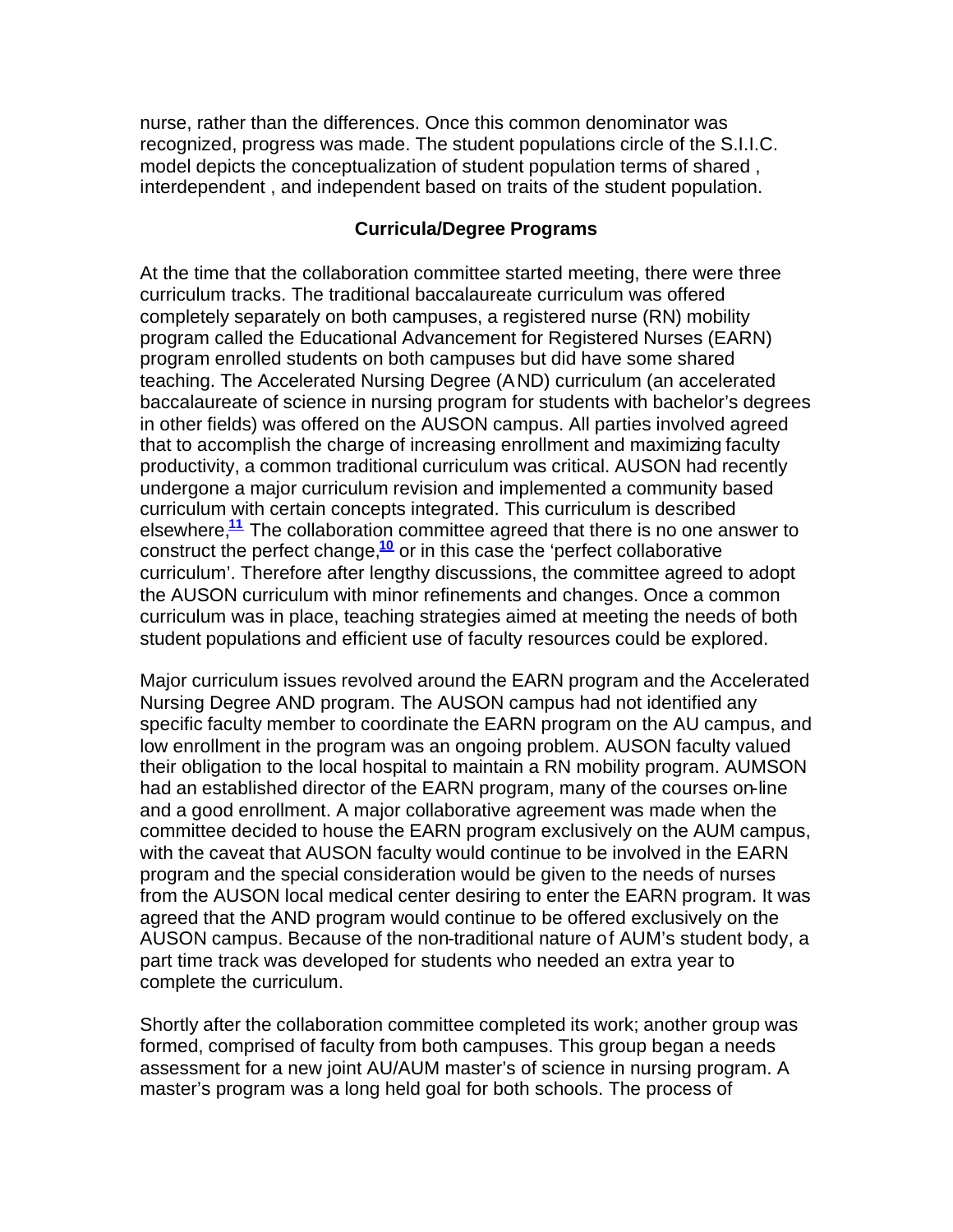nurse, rather than the differences. Once this common denominator was recognized, progress was made. The student populations circle of the S.I.I.C. model depicts the conceptualization of student population terms of shared , interdependent , and independent based on traits of the student population.

## Curricula/Degree Programs

At the time that the collaboration committee started meeting, there were three curriculum tracks. The traditional baccalaureate curriculum was offered completely separately on both campuses, a registered nurse (RN) mobility program called the Educational Advancement for Registered Nurses (EARN) program enrolled students on both campuses but did have some shared teaching. The Accelerated Nursing Degree (AND) curriculum (an accelerated baccalaureate of science in nursing program for students with bachelor's degrees in other fields) was offered on the AUSON campus. All parties involved agreed that to accomplish the charge of increasing enrollment and maximizing faculty productivity, a common traditional curriculum was critical. AUSON had recently undergone a major curriculum revision and implemented a community based curriculum with certain concepts integrated. This curriculum is described elsewhere,[11] The collaboration committee agreed that there is no one answer to construct the perfect change,[10] or in this case the 'perfect collaborative curriculum'. Therefore after lengthy discussions, the committee agreed to adopt the AUSON curriculum with minor refinements and changes. Once a common curriculum was in place, teaching strategies aimed at meeting the needs of both student populations and efficient use of faculty resources could be explored.

Major curriculum issues revolved around the EARN program and the Accelerated Nursing Degree AND program. The AUSON campus had not identified any specific faculty member to coordinate the EARN program on the AU campus, and low enrollment in the program was an ongoing problem. AUSON faculty valued their obligation to the local hospital to maintain a RN mobility program. AUMSON had an established director of the EARN program, many of the courses on-line and a good enrollment. A major collaborative agreement was made when the committee decided to house the EARN program exclusively on the AUM campus, with the caveat that AUSON faculty would continue to be involved in the EARN program and the special consideration would be given to the needs of nurses from the AUSON local medical center desiring to enter the EARN program. It was agreed that the AND program would continue to be offered exclusively on the AUSON campus. Because of the non-traditional nature of AUM's student body, a part time track was developed for students who needed an extra year to complete the curriculum.

Shortly after the collaboration committee completed its work; another group was formed, comprised of faculty from both campuses. This group began a needs assessment for a new joint AU/AUM master's of science in nursing program. A master's program was a long held goal for both schools. The process of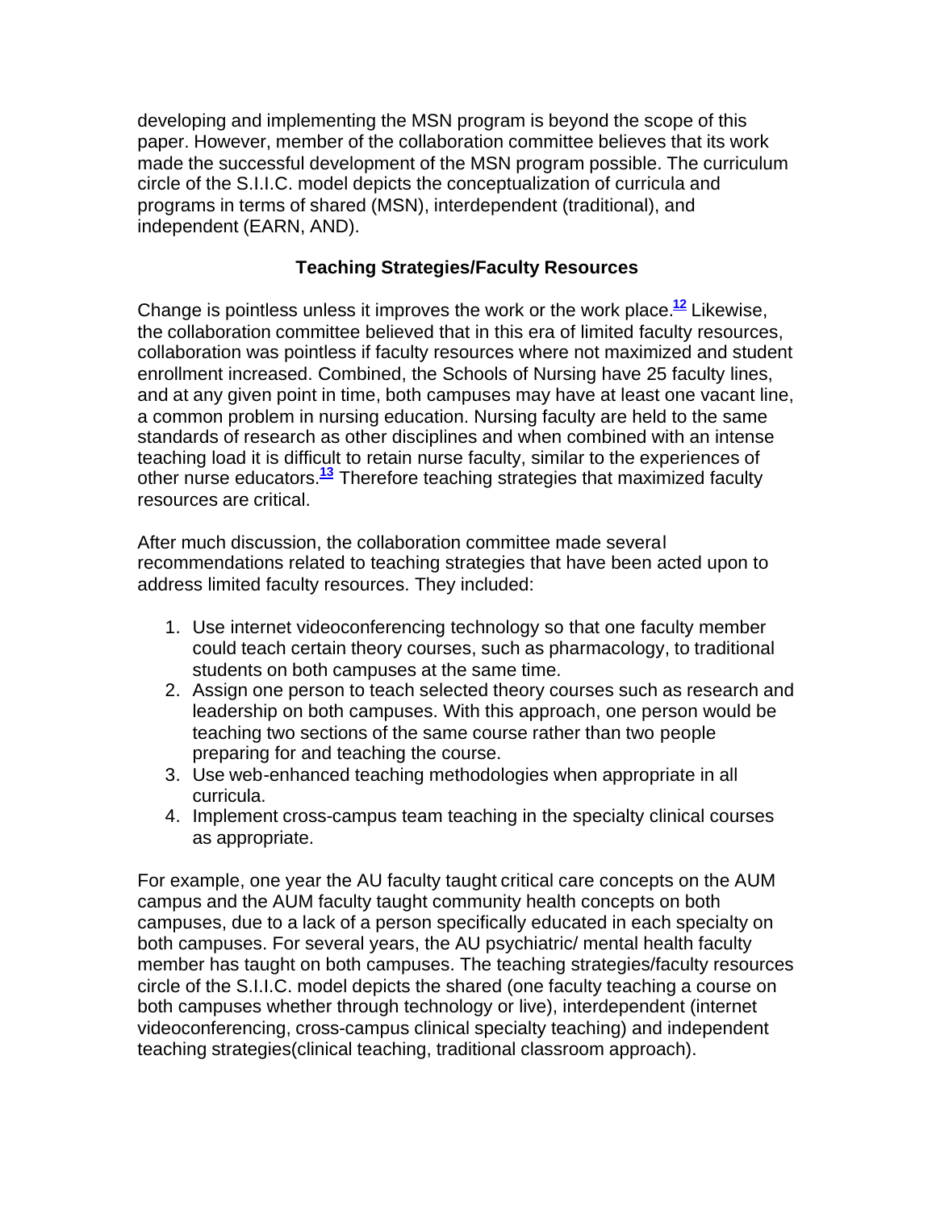developing and implementing the MSN program is beyond the scope of this paper. However, member of the collaboration committee believes that its work made the successful development of the MSN program possible. The curriculum circle of the S.I.I.C. model depicts the conceptualization of curricula and programs in terms of shared (MSN), interdependent (traditional), and independent (EARN, AND).

### Teaching Strategies/Faculty Resources

Change is pointless unless it improves the work or the work place.[12] Likewise, the collaboration committee believed that in this era of limited faculty resources, collaboration was pointless if faculty resources where not maximized and student enrollment increased. Combined, the Schools of Nursing have 25 faculty lines, and at any given point in time, both campuses may have at least one vacant line, a common problem in nursing education. Nursing faculty are held to the same standards of research as other disciplines and when combined with an intense teaching load it is difficult to retain nurse faculty, similar to the experiences of other nurse educators.[13] Therefore teaching strategies that maximized faculty resources are critical.

After much discussion, the collaboration committee made several recommendations related to teaching strategies that have been acted upon to address limited faculty resources. They included:

1. Use internet videoconferencing technology so that one faculty member could teach certain theory courses, such as pharmacology, to traditional students on both campuses at the same time.
2. Assign one person to teach selected theory courses such as research and leadership on both campuses. With this approach, one person would be teaching two sections of the same course rather than two people preparing for and teaching the course.
3. Use web-enhanced teaching methodologies when appropriate in all curricula.
4. Implement cross-campus team teaching in the specialty clinical courses as appropriate.

For example, one year the AU faculty taught critical care concepts on the AUM campus and the AUM faculty taught community health concepts on both campuses, due to a lack of a person specifically educated in each specialty on both campuses. For several years, the AU psychiatric/ mental health faculty member has taught on both campuses. The teaching strategies/faculty resources circle of the S.I.I.C. model depicts the shared (one faculty teaching a course on both campuses whether through technology or live), interdependent (internet videoconferencing, cross-campus clinical specialty teaching) and independent teaching strategies(clinical teaching, traditional classroom approach).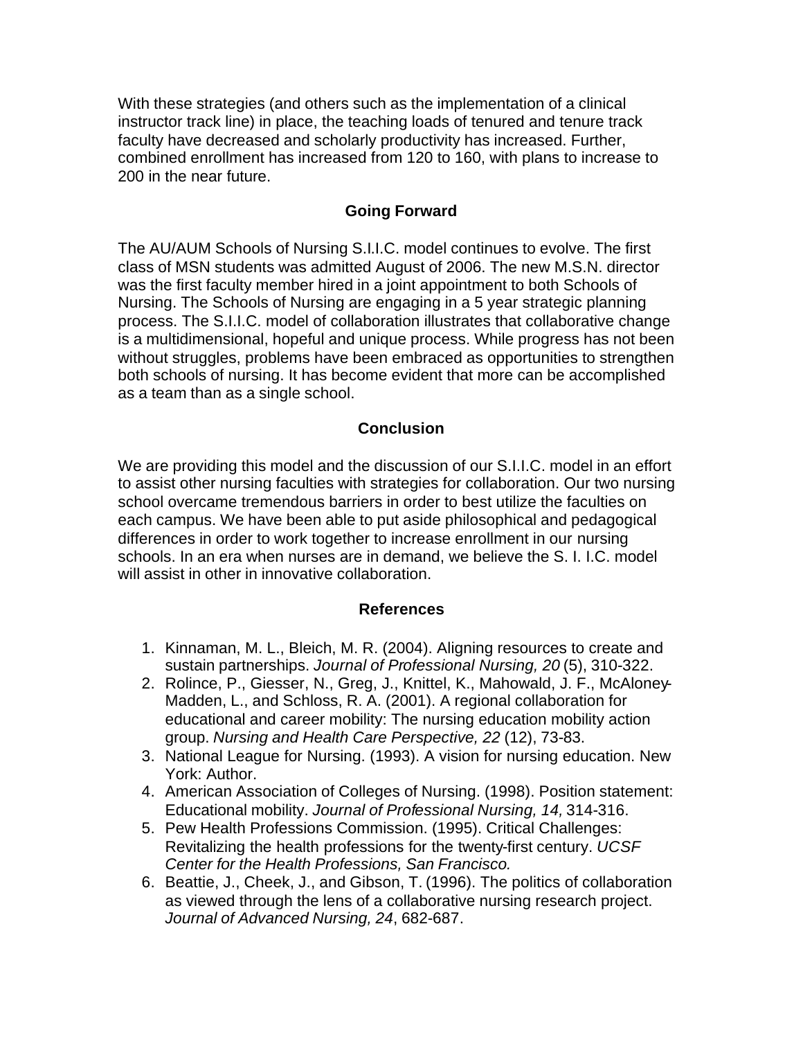With these strategies (and others such as the implementation of a clinical instructor track line) in place, the teaching loads of tenured and tenure track faculty have decreased and scholarly productivity has increased. Further, combined enrollment has increased from 120 to 160, with plans to increase to 200 in the near future.

## Going Forward

The AU/AUM Schools of Nursing S.I.I.C. model continues to evolve. The first class of MSN students was admitted August of 2006. The new M.S.N. director was the first faculty member hired in a joint appointment to both Schools of Nursing. The Schools of Nursing are engaging in a 5 year strategic planning process. The S.I.I.C. model of collaboration illustrates that collaborative change is a multidimensional, hopeful and unique process. While progress has not been without struggles, problems have been embraced as opportunities to strengthen both schools of nursing. It has become evident that more can be accomplished as a team than as a single school.

## Conclusion

We are providing this model and the discussion of our S.I.I.C. model in an effort to assist other nursing faculties with strategies for collaboration. Our two nursing school overcame tremendous barriers in order to best utilize the faculties on each campus. We have been able to put aside philosophical and pedagogical differences in order to work together to increase enrollment in our nursing schools. In an era when nurses are in demand, we believe the S. I. I.C. model will assist in other in innovative collaboration.

## References

1. Kinnaman, M. L., Bleich, M. R. (2004). Aligning resources to create and sustain partnerships. *Journal of Professional Nursing, 20* (5), 310-322.
2. Rolince, P., Giesser, N., Greg, J., Knittel, K., Mahowald, J. F., McAloney-Madden, L., and Schloss, R. A. (2001). A regional collaboration for educational and career mobility: The nursing education mobility action group. *Nursing and Health Care Perspective, 22* (12), 73-83.
3. National League for Nursing. (1993). A vision for nursing education. New York: Author.
4. American Association of Colleges of Nursing. (1998). Position statement: Educational mobility. *Journal of Professional Nursing, 14,* 314-316.
5. Pew Health Professions Commission. (1995). Critical Challenges: Revitalizing the health professions for the twenty-first century. *UCSF Center for the Health Professions, San Francisco.*
6. Beattie, J., Cheek, J., and Gibson, T. (1996). The politics of collaboration as viewed through the lens of a collaborative nursing research project. *Journal of Advanced Nursing, 24*, 682-687.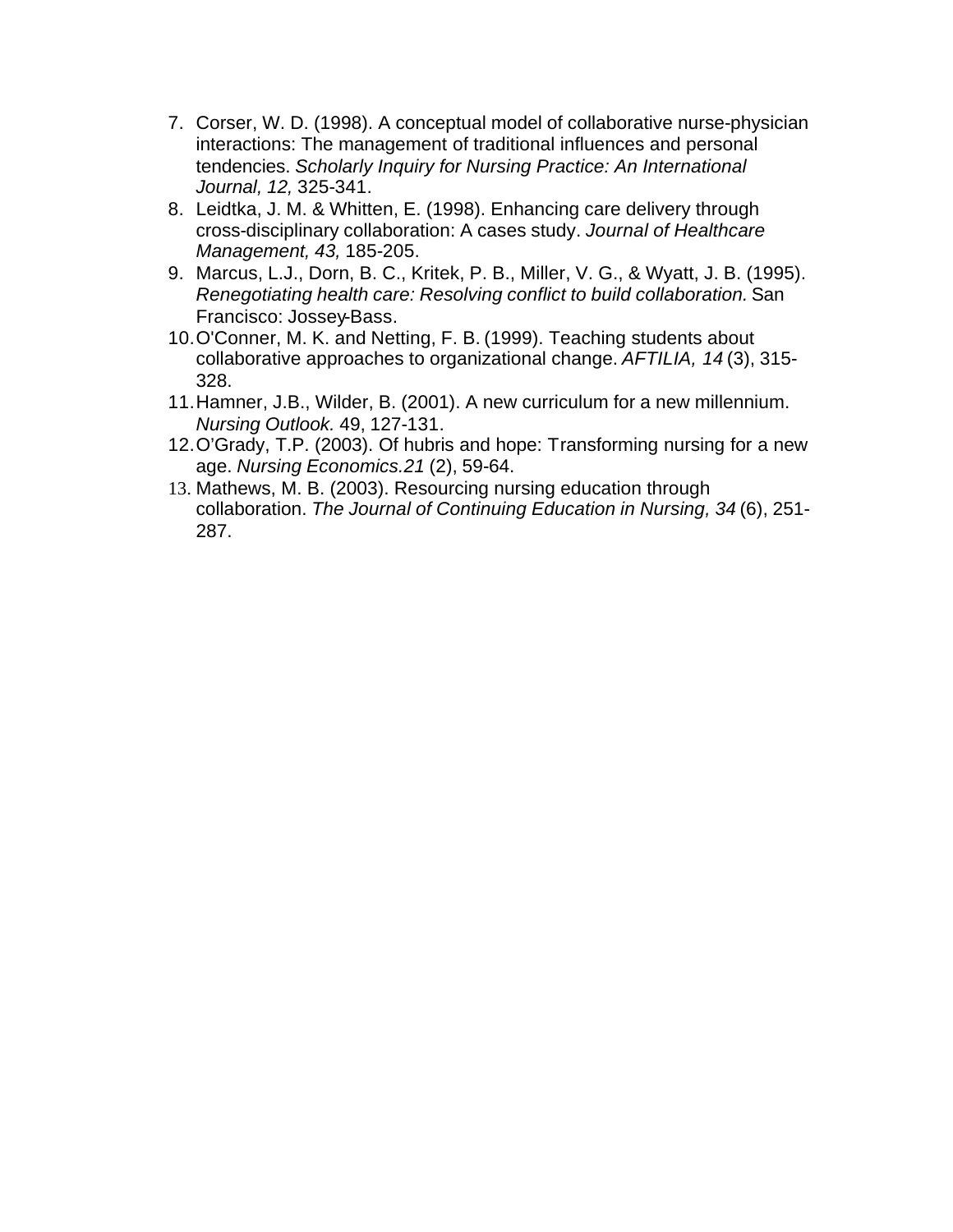7. Corser, W. D. (1998). A conceptual model of collaborative nurse-physician interactions: The management of traditional influences and personal tendencies. *Scholarly Inquiry for Nursing Practice: An International Journal, 12,* 325-341.
8. Leidtka, J. M. & Whitten, E. (1998). Enhancing care delivery through cross-disciplinary collaboration: A cases study. *Journal of Healthcare Management, 43,* 185-205.
9. Marcus, L.J., Dorn, B. C., Kritek, P. B., Miller, V. G., & Wyatt, J. B. (1995). *Renegotiating health care: Resolving conflict to build collaboration.* San Francisco: Jossey-Bass.
10. O'Conner, M. K. and Netting, F. B. (1999). Teaching students about collaborative approaches to organizational change. *AFTILIA, 14* (3), 315-328.
11. Hamner, J.B., Wilder, B. (2001). A new curriculum for a new millennium. *Nursing Outlook.* 49, 127-131.
12. O'Grady, T.P. (2003). Of hubris and hope: Transforming nursing for a new age. *Nursing Economics.21* (2), 59-64.
13. Mathews, M. B. (2003). Resourcing nursing education through collaboration. *The Journal of Continuing Education in Nursing, 34* (6), 251-287.